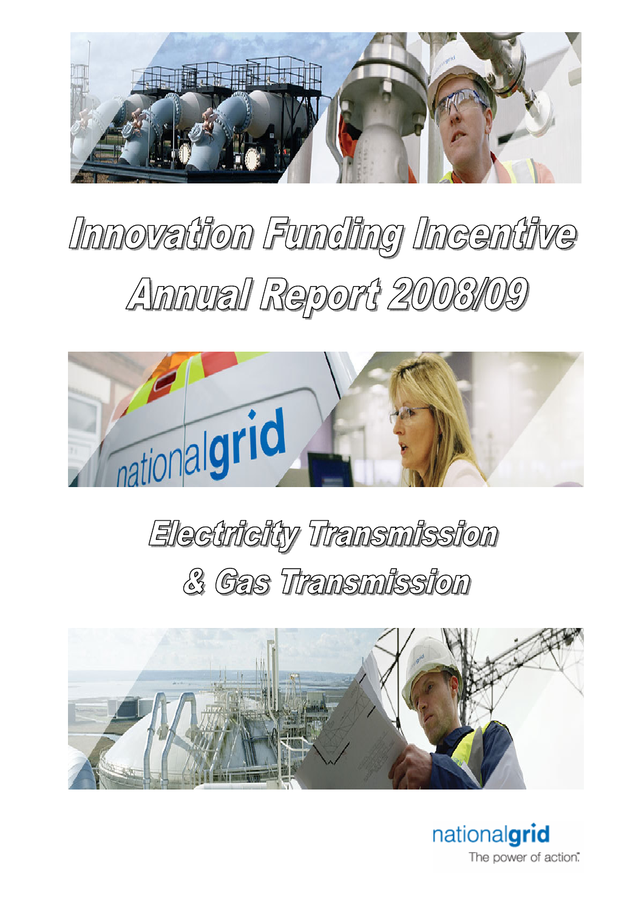# Innovation Funding Incentive Annual Report 2008/09

## Electricity Transmission & Gas Transmission

nationalgrid

The power of action.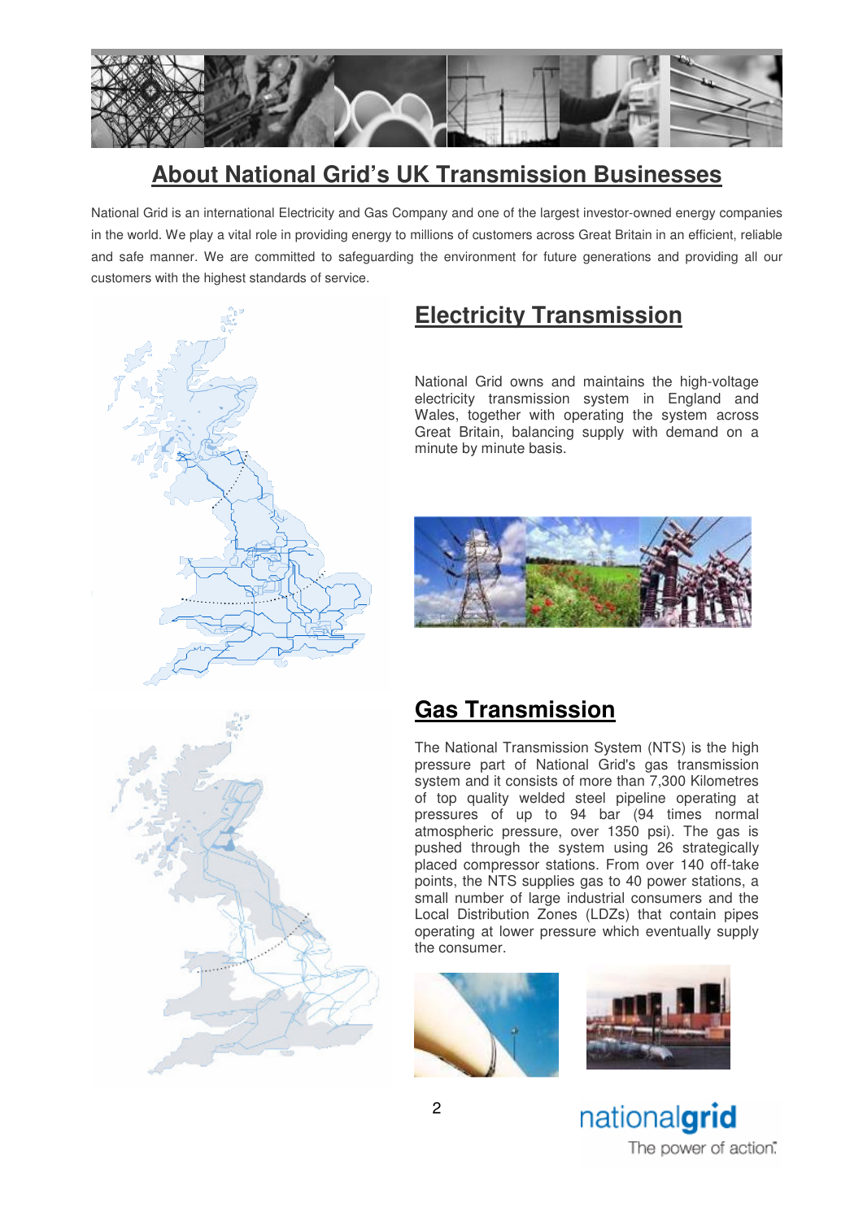# About National Grid's UK Transmission Businesses

National Grid is an international Electricity and Gas Company and one of the largest investor-owned energy companies in the world. We play a vital role in providing energy to millions of customers across Great Britain in an efficient, reliable and safe manner. We are committed to safeguarding the environment for future generations and providing all our customers with the highest standards of service.

## Electricity Transmission

National Grid owns and maintains the high-voltage electricity transmission system in England and Wales, together with operating the system across Great Britain, balancing supply with demand on a minute by minute basis.

## Gas Transmission

The National Transmission System (NTS) is the high pressure part of National Grid's gas transmission system and it consists of more than 7,300 Kilometres of top quality welded steel pipeline operating at pressures of up to 94 bar (94 times normal atmospheric pressure, over 1350 psi). The gas is pushed through the system using 26 strategically placed compressor stations. From over 140 off-take points, the NTS supplies gas to 40 power stations, a small number of large industrial consumers and the Local Distribution Zones (LDZs) that contain pipes operating at lower pressure which eventually supply the consumer.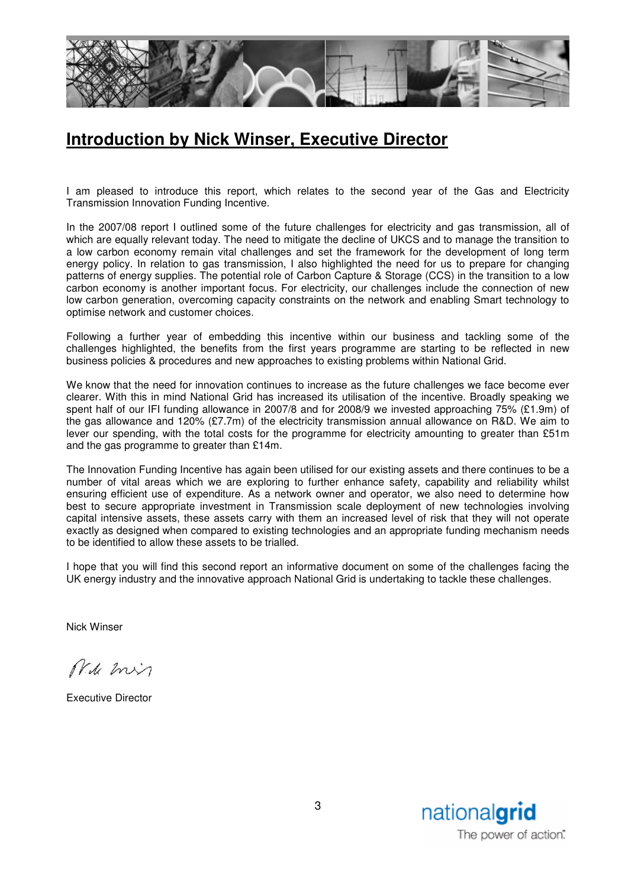# Introduction by Nick Winser, Executive Director

I am pleased to introduce this report, which relates to the second year of the Gas and Electricity Transmission Innovation Funding Incentive.

In the 2007/08 report I outlined some of the future challenges for electricity and gas transmission, all of which are equally relevant today. The need to mitigate the decline of UKCS and to manage the transition to a low carbon economy remain vital challenges and set the framework for the development of long term energy policy. In relation to gas transmission, I also highlighted the need for us to prepare for changing patterns of energy supplies. The potential role of Carbon Capture & Storage (CCS) in the transition to a low carbon economy is another important focus. For electricity, our challenges include the connection of new low carbon generation, overcoming capacity constraints on the network and enabling Smart technology to optimise network and customer choices.

Following a further year of embedding this incentive within our business and tackling some of the challenges highlighted, the benefits from the first years programme are starting to be reflected in new business policies & procedures and new approaches to existing problems within National Grid.

We know that the need for innovation continues to increase as the future challenges we face become ever clearer. With this in mind National Grid has increased its utilisation of the incentive. Broadly speaking we spent half of our IFI funding allowance in 2007/8 and for 2008/9 we invested approaching 75% (£1.9m) of the gas allowance and 120% (£7.7m) of the electricity transmission annual allowance on R&D. We aim to lever our spending, with the total costs for the programme for electricity amounting to greater than £51m and the gas programme to greater than £14m.

The Innovation Funding Incentive has again been utilised for our existing assets and there continues to be a number of vital areas which we are exploring to further enhance safety, capability and reliability whilst ensuring efficient use of expenditure. As a network owner and operator, we also need to determine how best to secure appropriate investment in Transmission scale deployment of new technologies involving capital intensive assets, these assets carry with them an increased level of risk that they will not operate exactly as designed when compared to existing technologies and an appropriate funding mechanism needs to be identified to allow these assets to be trialled.

I hope that you will find this second report an informative document on some of the challenges facing the UK energy industry and the innovative approach National Grid is undertaking to tackle these challenges.

Nick Winser

Executive Director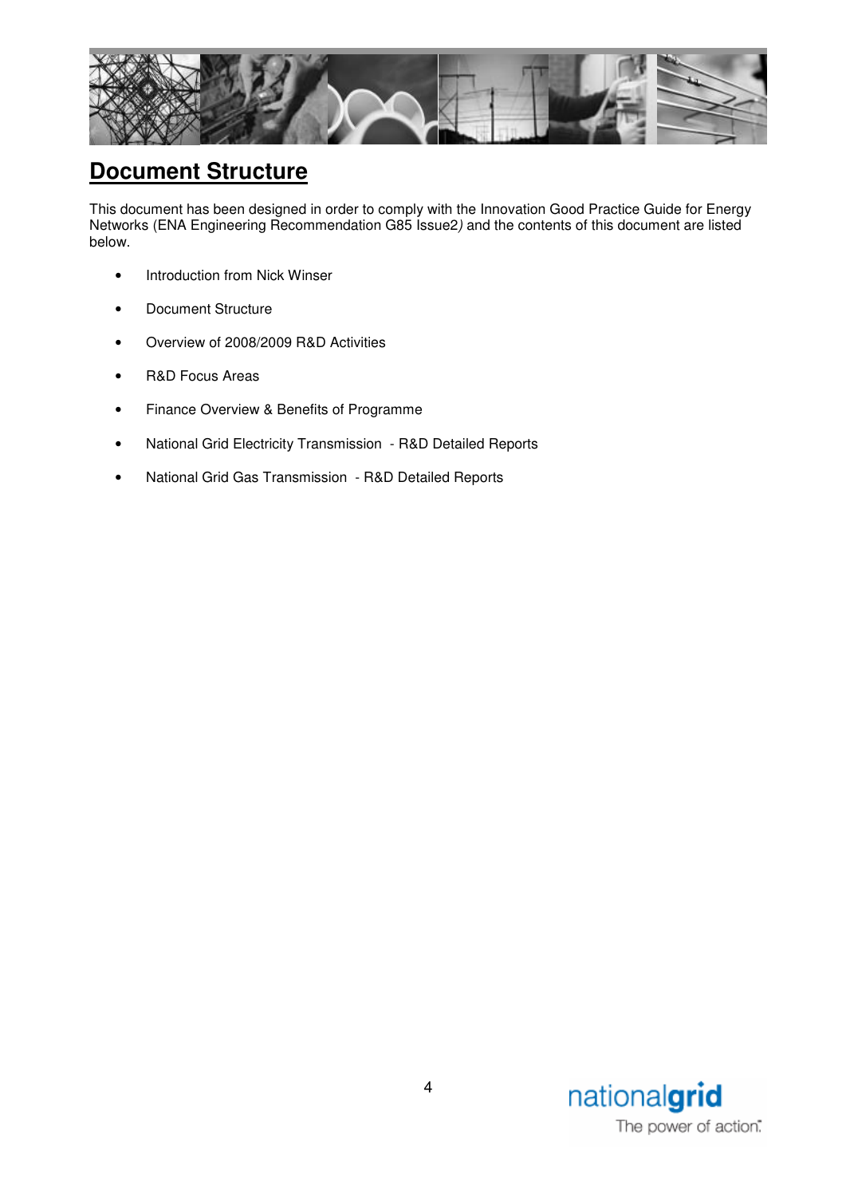# Document Structure

This document has been designed in order to comply with the Innovation Good Practice Guide for Energy Networks (ENA Engineering Recommendation G85 Issue2) and the contents of this document are listed below.

- Introduction from Nick Winser
- Document Structure
- Overview of 2008/2009 R&D Activities
- R&D Focus Areas
- Finance Overview & Benefits of Programme
- National Grid Electricity Transmission - R&D Detailed Reports
- National Grid Gas Transmission - R&D Detailed Reports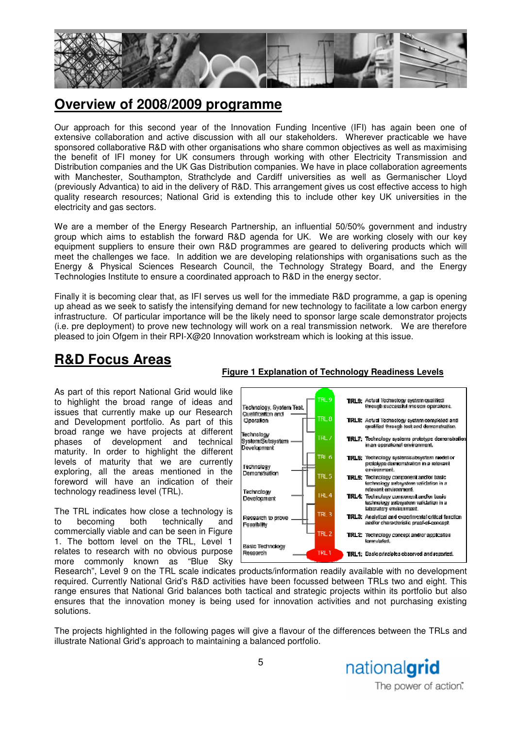## Overview of 2008/2009 programme

Our approach for this second year of the Innovation Funding Incentive (IFI) has again been one of extensive collaboration and active discussion with all our stakeholders. Wherever practicable we have sponsored collaborative R&D with other organisations who share common objectives as well as maximising the benefit of IFI money for UK consumers through working with other Electricity Transmission and Distribution companies and the UK Gas Distribution companies. We have in place collaboration agreements with Manchester, Southampton, Strathclyde and Cardiff universities as well as Germanischer Lloyd (previously Advantica) to aid in the delivery of R&D. This arrangement gives us cost effective access to high quality research resources; National Grid is extending this to include other key UK universities in the electricity and gas sectors.

We are a member of the Energy Research Partnership, an influential 50/50% government and industry group which aims to establish the forward R&D agenda for UK. We are working closely with our key equipment suppliers to ensure their own R&D programmes are geared to delivering products which will meet the challenges we face. In addition we are developing relationships with organisations such as the Energy & Physical Sciences Research Council, the Technology Strategy Board, and the Energy Technologies Institute to ensure a coordinated approach to R&D in the energy sector.

Finally it is becoming clear that, as IFI serves us well for the immediate R&D programme, a gap is opening up ahead as we seek to satisfy the intensifying demand for new technology to facilitate a low carbon energy infrastructure. Of particular importance will be the likely need to sponsor large scale demonstrator projects (i.e. pre deployment) to prove new technology will work on a real transmission network. We are therefore pleased to join Ofgem in their RPI-X@20 Innovation workstream which is looking at this issue.

## R&D Focus Areas

As part of this report National Grid would like to highlight the broad range of ideas and issues that currently make up our Research and Development portfolio. As part of this broad range we have projects at different phases of development and technical maturity. In order to highlight the different levels of maturity that we are currently exploring, all the areas mentioned in the foreword will have an indication of their technology readiness level (TRL).

**Figure 1 Explanation of Technology Readiness Levels**

| Stage | Level | Description |
|---|---|---|
| Technology, System Test, Qualification and Operation | TRL 9 | **TRL9:** Actual Technology system qualified through successful mission operations. |
| | TRL 8 | **TRL8:** Actual Technology system completed and qualified through test and demonstration. |
| Technology System/Subsystem Development | TRL 7 | **TRL7:** Technology systems prototype demonstration in an operational environment. |
| Technology Demonstration | TRL 6 | **TRL6:** Technology system/subsystem model or prototype demonstration in a relevant environment. |
| | TRL 5 | **TRL5:** Technology component and/or basic technology subsystem validation in a relevant environment. |
| Technology Development | TRL 4 | **TRL4:** Technology component and/or basic technology subsystem validation in a laboratory environment. |
| Research to prove Feasibility | TRL 3 | **TRL3:** Analytical and experimental critical function and/or characteristic proof-of-concept. |
| | TRL 2 | **TRL2:** Technology concept and/or application formulated. |
| Basic Technology Research | TRL 1 | **TRL1:** Basic principles observed and reported. |

The TRL indicates how close a technology is to becoming both technically and commercially viable and can be seen in Figure 1. The bottom level on the TRL, Level 1 relates to research with no obvious purpose more commonly known as "Blue Sky Research", Level 9 on the TRL scale indicates products/information readily available with no development required. Currently National Grid's R&D activities have been focussed between TRLs two and eight. This range ensures that National Grid balances both tactical and strategic projects within its portfolio but also ensures that the innovation money is being used for innovation activities and not purchasing existing solutions.

The projects highlighted in the following pages will give a flavour of the differences between the TRLs and illustrate National Grid's approach to maintaining a balanced portfolio.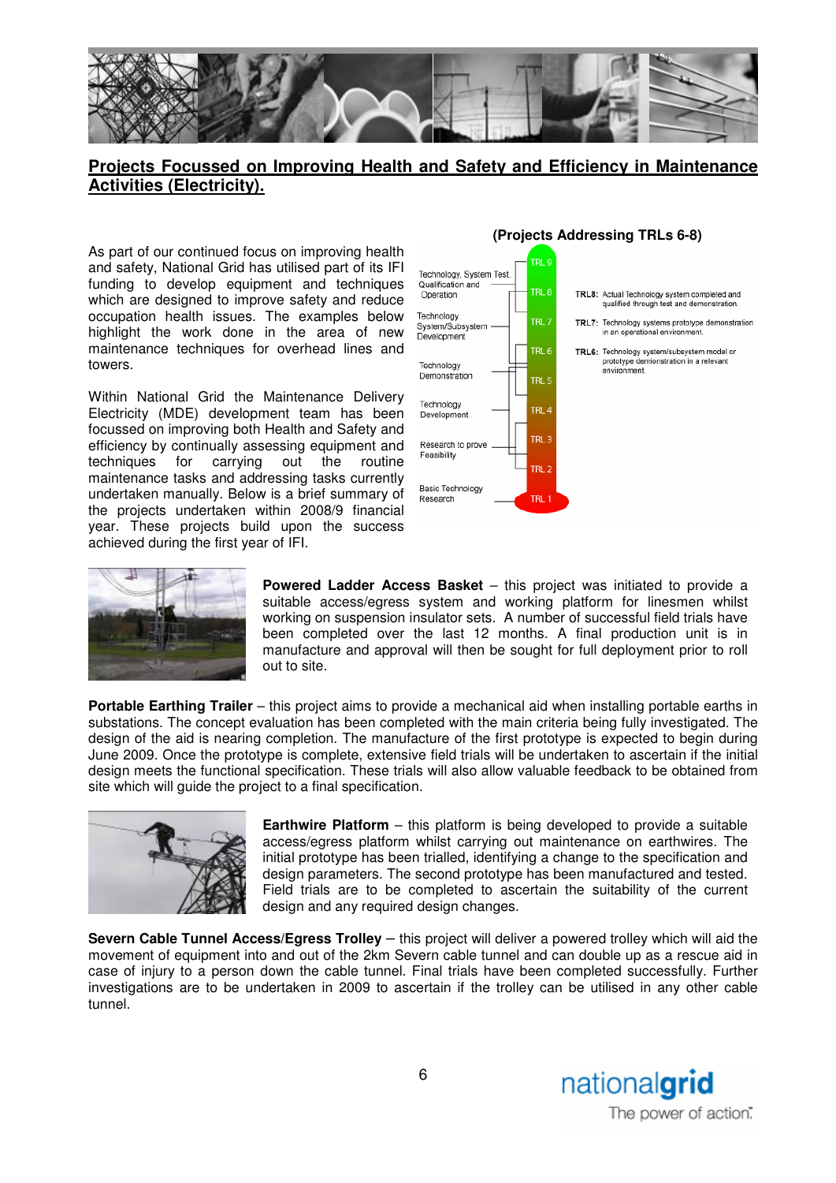## Projects Focussed on Improving Health and Safety and Efficiency in Maintenance Activities (Electricity).

As part of our continued focus on improving health and safety, National Grid has utilised part of its IFI funding to develop equipment and techniques which are designed to improve safety and reduce occupation health issues. The examples below highlight the work done in the area of new maintenance techniques for overhead lines and towers.

Within National Grid the Maintenance Delivery Electricity (MDE) development team has been focussed on improving both Health and Safety and efficiency by continually assessing equipment and techniques for carrying out the routine maintenance tasks and addressing tasks currently undertaken manually. Below is a brief summary of the projects undertaken within 2008/9 financial year. These projects build upon the success achieved during the first year of IFI.

**(Projects Addressing TRLs 6-8)**

| Stage | TRL |
|---|---|
| Technology, System Test, Qualification and Operation | TRL 9, TRL 8 |
| Technology System/Subsystem Development | TRL 7, TRL 6 |
| Technology Demonstration | TRL 6, TRL 5 |
| Technology Development | TRL 5, TRL 4 |
| Research to prove Feasibility | TRL 3, TRL 2 |
| Basic Technology Research | TRL 1 |

**TRL8:** Actual Technology system completed and qualified through test and demonstration.

**TRL7:** Technology systems prototype demonstration in an operational environment.

**TRL6:** Technology system/subsystem model or prototype demonstration in a relevant environment.

**Powered Ladder Access Basket** – this project was initiated to provide a suitable access/egress system and working platform for linesmen whilst working on suspension insulator sets. A number of successful field trials have been completed over the last 12 months. A final production unit is in manufacture and approval will then be sought for full deployment prior to roll out to site.

**Portable Earthing Trailer** – this project aims to provide a mechanical aid when installing portable earths in substations. The concept evaluation has been completed with the main criteria being fully investigated. The design of the aid is nearing completion. The manufacture of the first prototype is expected to begin during June 2009. Once the prototype is complete, extensive field trials will be undertaken to ascertain if the initial design meets the functional specification. These trials will also allow valuable feedback to be obtained from site which will guide the project to a final specification.

**Earthwire Platform** – this platform is being developed to provide a suitable access/egress platform whilst carrying out maintenance on earthwires. The initial prototype has been trialled, identifying a change to the specification and design parameters. The second prototype has been manufactured and tested. Field trials are to be completed to ascertain the suitability of the current design and any required design changes.

**Severn Cable Tunnel Access/Egress Trolley** – this project will deliver a powered trolley which will aid the movement of equipment into and out of the 2km Severn cable tunnel and can double up as a rescue aid in case of injury to a person down the cable tunnel. Final trials have been completed successfully. Further investigations are to be undertaken in 2009 to ascertain if the trolley can be utilised in any other cable tunnel.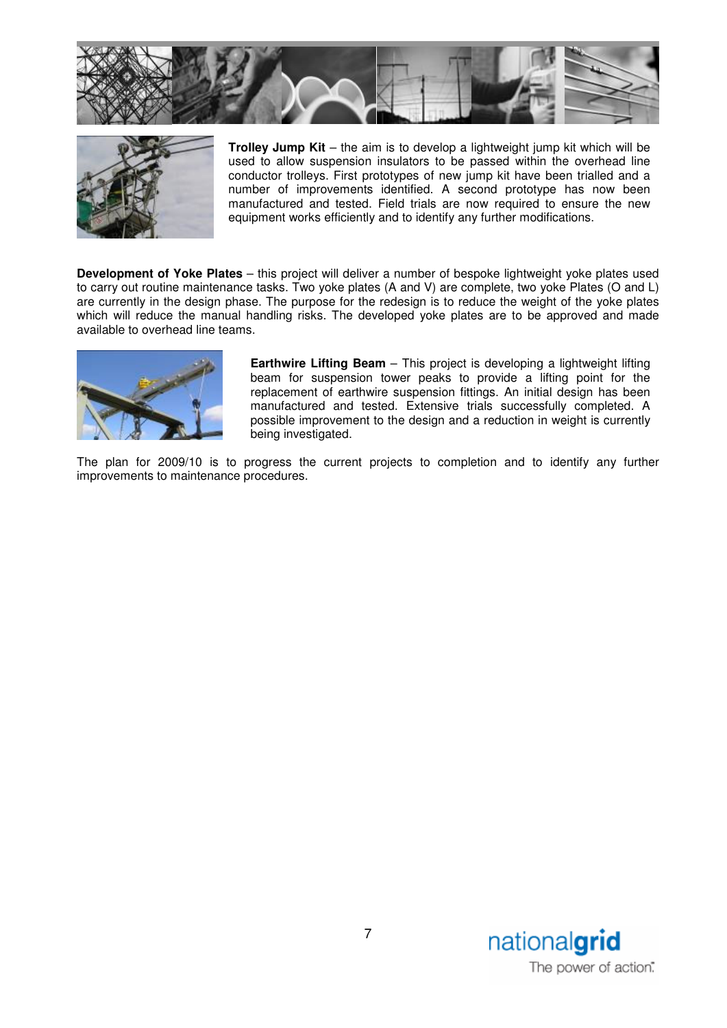**Trolley Jump Kit** – the aim is to develop a lightweight jump kit which will be used to allow suspension insulators to be passed within the overhead line conductor trolleys. First prototypes of new jump kit have been trialled and a number of improvements identified. A second prototype has now been manufactured and tested. Field trials are now required to ensure the new equipment works efficiently and to identify any further modifications.

**Development of Yoke Plates** – this project will deliver a number of bespoke lightweight yoke plates used to carry out routine maintenance tasks. Two yoke plates (A and V) are complete, two yoke Plates (O and L) are currently in the design phase. The purpose for the redesign is to reduce the weight of the yoke plates which will reduce the manual handling risks. The developed yoke plates are to be approved and made available to overhead line teams.

**Earthwire Lifting Beam** – This project is developing a lightweight lifting beam for suspension tower peaks to provide a lifting point for the replacement of earthwire suspension fittings. An initial design has been manufactured and tested. Extensive trials successfully completed. A possible improvement to the design and a reduction in weight is currently being investigated.

The plan for 2009/10 is to progress the current projects to completion and to identify any further improvements to maintenance procedures.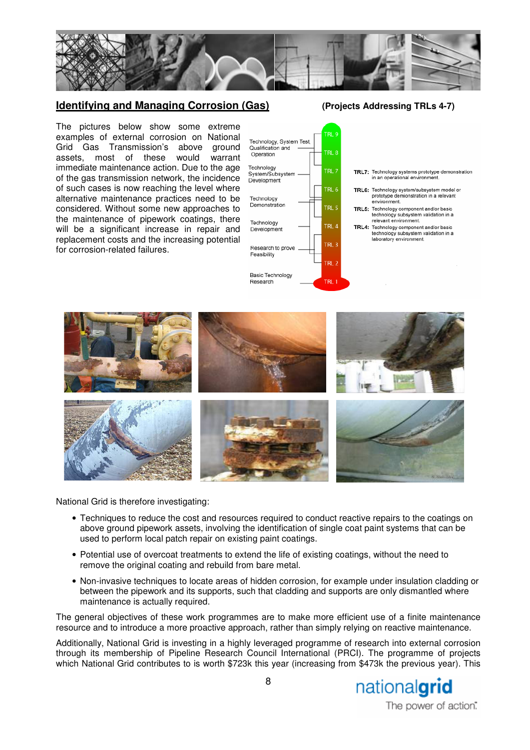## Identifying and Managing Corrosion (Gas)

**(Projects Addressing TRLs 4-7)**

The pictures below show some extreme examples of external corrosion on National Grid Gas Transmission's above ground assets, most of these would warrant immediate maintenance action. Due to the age of the gas transmission network, the incidence of such cases is now reaching the level where alternative maintenance practices need to be considered. Without some new approaches to the maintenance of pipework coatings, there will be a significant increase in repair and replacement costs and the increasing potential for corrosion-related failures.

Technology, System Test, Qualification and Operation — TRL 9, TRL 8
Technology System/Subsystem Development — TRL 7
Technology Demonstration — TRL 6, TRL 5
Technology Development — TRL 4
Research to prove Feasibility — TRL 3, TRL 2
Basic Technology Research — TRL 1

**TRL7:** Technology systems prototype demonstration in an operational environment.
**TRL6:** Technology system/subsystem model or prototype demonstration in a relevant environment.
**TRL5:** Technology component and/or basic technology subsystem validation in a relevant environment.
**TRL4:** Technology component and/or basic technology subsystem validation in a laboratory environment.

National Grid is therefore investigating:

- Techniques to reduce the cost and resources required to conduct reactive repairs to the coatings on above ground pipework assets, involving the identification of single coat paint systems that can be used to perform local patch repair on existing paint coatings.
- Potential use of overcoat treatments to extend the life of existing coatings, without the need to remove the original coating and rebuild from bare metal.
- Non-invasive techniques to locate areas of hidden corrosion, for example under insulation cladding or between the pipework and its supports, such that cladding and supports are only dismantled where maintenance is actually required.

The general objectives of these work programmes are to make more efficient use of a finite maintenance resource and to introduce a more proactive approach, rather than simply relying on reactive maintenance.

Additionally, National Grid is investing in a highly leveraged programme of research into external corrosion through its membership of Pipeline Research Council International (PRCI). The programme of projects which National Grid contributes to is worth $723k this year (increasing from $473k the previous year). This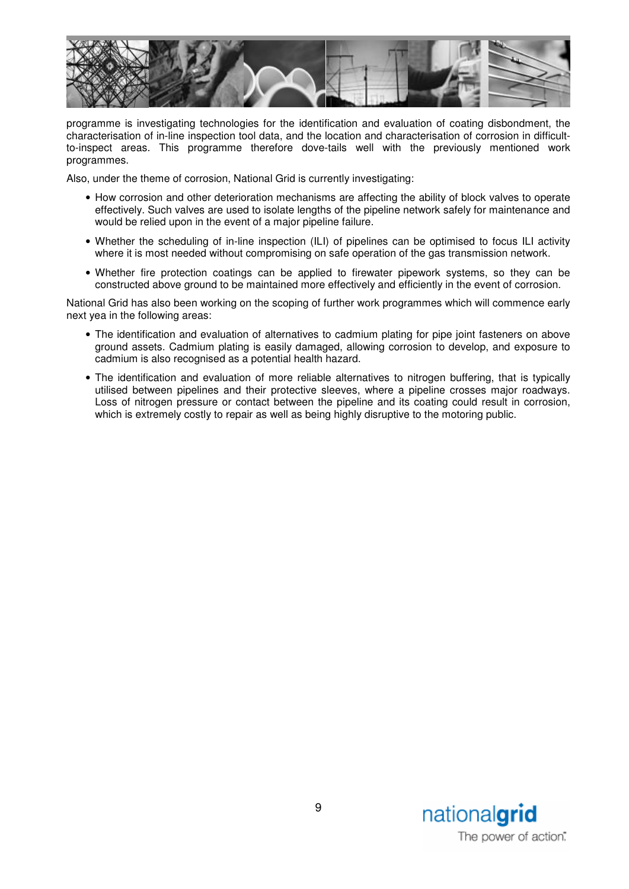programme is investigating technologies for the identification and evaluation of coating disbondment, the characterisation of in-line inspection tool data, and the location and characterisation of corrosion in difficult-to-inspect areas. This programme therefore dove-tails well with the previously mentioned work programmes.

Also, under the theme of corrosion, National Grid is currently investigating:

- How corrosion and other deterioration mechanisms are affecting the ability of block valves to operate effectively. Such valves are used to isolate lengths of the pipeline network safely for maintenance and would be relied upon in the event of a major pipeline failure.
- Whether the scheduling of in-line inspection (ILI) of pipelines can be optimised to focus ILI activity where it is most needed without compromising on safe operation of the gas transmission network.
- Whether fire protection coatings can be applied to firewater pipework systems, so they can be constructed above ground to be maintained more effectively and efficiently in the event of corrosion.

National Grid has also been working on the scoping of further work programmes which will commence early next yea in the following areas:

- The identification and evaluation of alternatives to cadmium plating for pipe joint fasteners on above ground assets. Cadmium plating is easily damaged, allowing corrosion to develop, and exposure to cadmium is also recognised as a potential health hazard.
- The identification and evaluation of more reliable alternatives to nitrogen buffering, that is typically utilised between pipelines and their protective sleeves, where a pipeline crosses major roadways. Loss of nitrogen pressure or contact between the pipeline and its coating could result in corrosion, which is extremely costly to repair as well as being highly disruptive to the motoring public.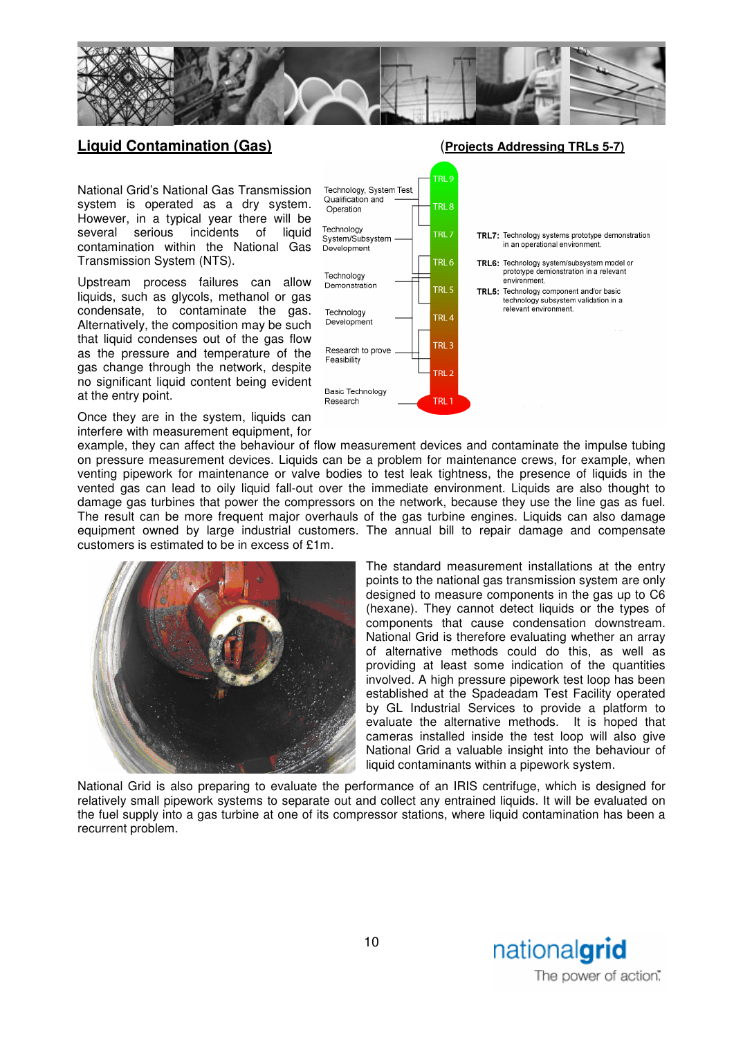## Liquid Contamination (Gas)

(**Projects Addressing TRLs 5-7**)

National Grid's National Gas Transmission system is operated as a dry system. However, in a typical year there will be several serious incidents of liquid contamination within the National Gas Transmission System (NTS).

Upstream process failures can allow liquids, such as glycols, methanol or gas condensate, to contaminate the gas. Alternatively, the composition may be such that liquid condenses out of the gas flow as the pressure and temperature of the gas change through the network, despite no significant liquid content being evident at the entry point.

Once they are in the system, liquids can interfere with measurement equipment, for example, they can affect the behaviour of flow measurement devices and contaminate the impulse tubing on pressure measurement devices. Liquids can be a problem for maintenance crews, for example, when venting pipework for maintenance or valve bodies to test leak tightness, the presence of liquids in the vented gas can lead to oily liquid fall-out over the immediate environment. Liquids are also thought to damage gas turbines that power the compressors on the network, because they use the line gas as fuel. The result can be more frequent major overhauls of the gas turbine engines. Liquids can also damage equipment owned by large industrial customers. The annual bill to repair damage and compensate customers is estimated to be in excess of £1m.

Technology, System Test, Qualification and Operation — TRL 9, TRL 8
Technology System/Subsystem Development — TRL 7, TRL 6
Technology Demonstration — TRL 5
Technology Development — TRL 4
Research to prove Feasibility — TRL 3, TRL 2
Basic Technology Research — TRL 1

**TRL7:** Technology systems prototype demonstration in an operational environment.
**TRL6:** Technology system/subsystem model or prototype demonstration in a relevant environment.
**TRL5:** Technology component and/or basic technology subsystem validation in a relevant environment.

The standard measurement installations at the entry points to the national gas transmission system are only designed to measure components in the gas up to C6 (hexane). They cannot detect liquids or the types of components that cause condensation downstream. National Grid is therefore evaluating whether an array of alternative methods could do this, as well as providing at least some indication of the quantities involved. A high pressure pipework test loop has been established at the Spadeadam Test Facility operated by GL Industrial Services to provide a platform to evaluate the alternative methods. It is hoped that cameras installed inside the test loop will also give National Grid a valuable insight into the behaviour of liquid contaminants within a pipework system.

National Grid is also preparing to evaluate the performance of an IRIS centrifuge, which is designed for relatively small pipework systems to separate out and collect any entrained liquids. It will be evaluated on the fuel supply into a gas turbine at one of its compressor stations, where liquid contamination has been a recurrent problem.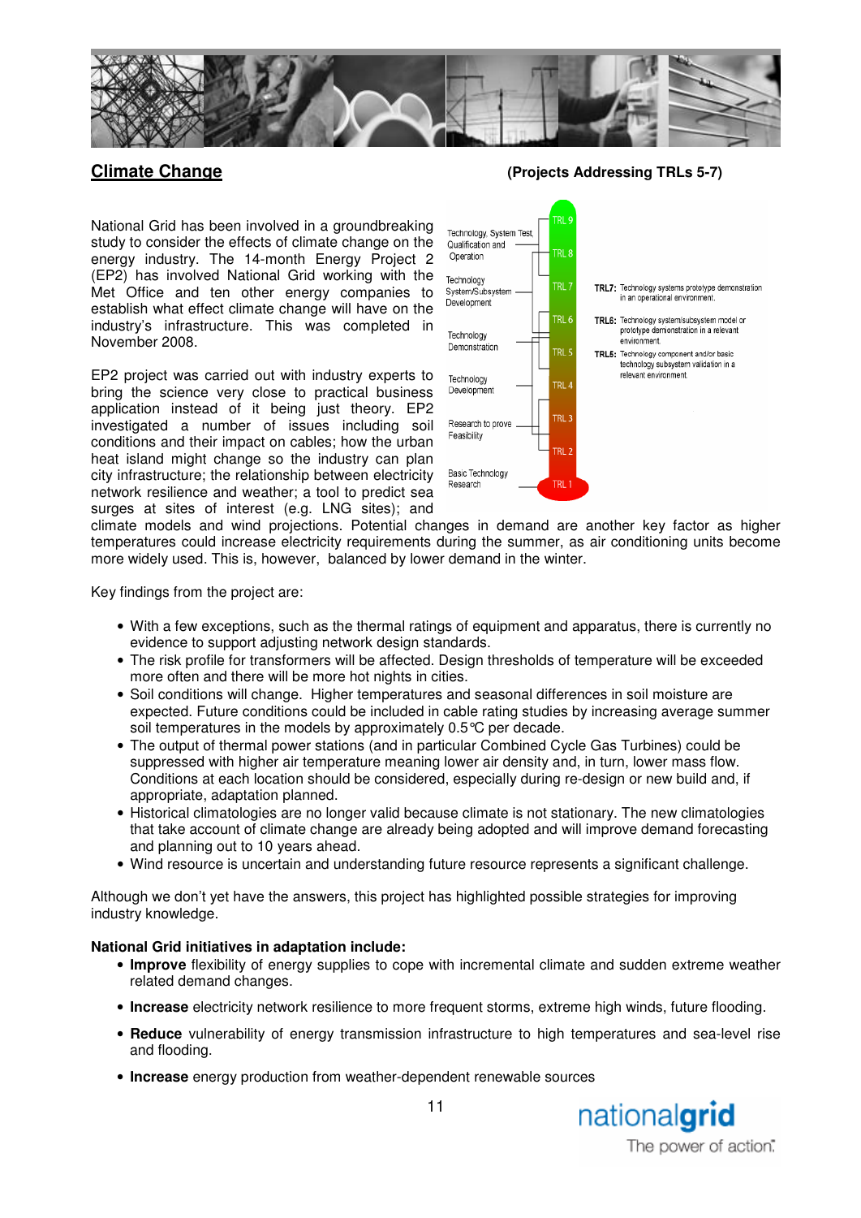## Climate Change

**(Projects Addressing TRLs 5-7)**

National Grid has been involved in a groundbreaking study to consider the effects of climate change on the energy industry. The 14-month Energy Project 2 (EP2) has involved National Grid working with the Met Office and ten other energy companies to establish what effect climate change will have on the industry's infrastructure. This was completed in November 2008.

EP2 project was carried out with industry experts to bring the science very close to practical business application instead of it being just theory. EP2 investigated a number of issues including soil conditions and their impact on cables; how the urban heat island might change so the industry can plan city infrastructure; the relationship between electricity network resilience and weather; a tool to predict sea surges at sites of interest (e.g. LNG sites); and climate models and wind projections. Potential changes in demand are another key factor as higher temperatures could increase electricity requirements during the summer, as air conditioning units become more widely used. This is, however, balanced by lower demand in the winter.

Technology, System Test, Qualification and Operation — TRL 9, TRL 8
Technology System/Subsystem Development — TRL 7
Technology Demonstration — TRL 6, TRL 5
Technology Development — TRL 4
Research to prove Feasibility — TRL 3, TRL 2
Basic Technology Research — TRL 1

**TRL7:** Technology systems prototype demonstration in an operational environment.
**TRL6:** Technology system/subsystem model or prototype demonstration in a relevant environment.
**TRL5:** Technology component and/or basic technology subsystem validation in a relevant environment.

Key findings from the project are:

- With a few exceptions, such as the thermal ratings of equipment and apparatus, there is currently no evidence to support adjusting network design standards.
- The risk profile for transformers will be affected. Design thresholds of temperature will be exceeded more often and there will be more hot nights in cities.
- Soil conditions will change. Higher temperatures and seasonal differences in soil moisture are expected. Future conditions could be included in cable rating studies by increasing average summer soil temperatures in the models by approximately 0.5°C per decade.
- The output of thermal power stations (and in particular Combined Cycle Gas Turbines) could be suppressed with higher air temperature meaning lower air density and, in turn, lower mass flow. Conditions at each location should be considered, especially during re-design or new build and, if appropriate, adaptation planned.
- Historical climatologies are no longer valid because climate is not stationary. The new climatologies that take account of climate change are already being adopted and will improve demand forecasting and planning out to 10 years ahead.
- Wind resource is uncertain and understanding future resource represents a significant challenge.

Although we don't yet have the answers, this project has highlighted possible strategies for improving industry knowledge.

**National Grid initiatives in adaptation include:**

- **Improve** flexibility of energy supplies to cope with incremental climate and sudden extreme weather related demand changes.
- **Increase** electricity network resilience to more frequent storms, extreme high winds, future flooding.
- **Reduce** vulnerability of energy transmission infrastructure to high temperatures and sea-level rise and flooding.
- **Increase** energy production from weather-dependent renewable sources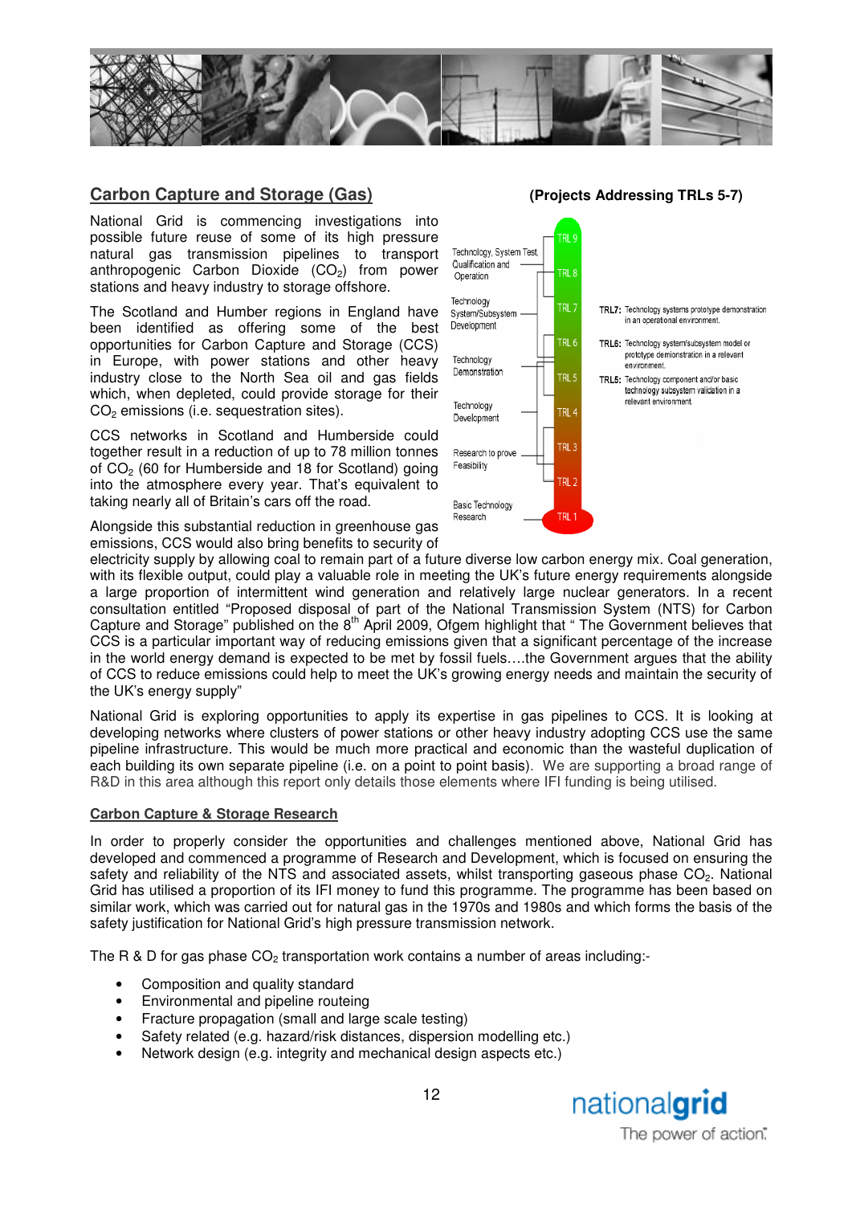## Carbon Capture and Storage (Gas)

**(Projects Addressing TRLs 5-7)**

National Grid is commencing investigations into possible future reuse of some of its high pressure natural gas transmission pipelines to transport anthropogenic Carbon Dioxide ($CO_2$) from power stations and heavy industry to storage offshore.

The Scotland and Humber regions in England have been identified as offering some of the best opportunities for Carbon Capture and Storage (CCS) in Europe, with power stations and other heavy industry close to the North Sea oil and gas fields which, when depleted, could provide storage for their $CO_2$ emissions (i.e. sequestration sites).

CCS networks in Scotland and Humberside could together result in a reduction of up to 78 million tonnes of $CO_2$ (60 for Humberside and 18 for Scotland) going into the atmosphere every year. That's equivalent to taking nearly all of Britain's cars off the road.

Technology, System Test, Qualification and Operation — TRL 9, TRL 8
Technology System/Subsystem Development — TRL 7
Technology Demonstration — TRL 6, TRL 5
Technology Development — TRL 4
Research to prove Feasibility — TRL 3, TRL 2
Basic Technology Research — TRL 1

**TRL7:** Technology systems prototype demonstration in an operational environment.

**TRL6:** Technology system/subsystem model or prototype demonstration in a relevant environment.

**TRL5:** Technology component and/or basic technology subsystem validation in a relevant environment.

Alongside this substantial reduction in greenhouse gas emissions, CCS would also bring benefits to security of electricity supply by allowing coal to remain part of a future diverse low carbon energy mix. Coal generation, with its flexible output, could play a valuable role in meeting the UK's future energy requirements alongside a large proportion of intermittent wind generation and relatively large nuclear generators. In a recent consultation entitled "Proposed disposal of part of the National Transmission System (NTS) for Carbon Capture and Storage" published on the 8th April 2009, Ofgem highlight that " The Government believes that CCS is a particular important way of reducing emissions given that a significant percentage of the increase in the world energy demand is expected to be met by fossil fuels….the Government argues that the ability of CCS to reduce emissions could help to meet the UK's growing energy needs and maintain the security of the UK's energy supply"

National Grid is exploring opportunities to apply its expertise in gas pipelines to CCS. It is looking at developing networks where clusters of power stations or other heavy industry adopting CCS use the same pipeline infrastructure. This would be much more practical and economic than the wasteful duplication of each building its own separate pipeline (i.e. on a point to point basis). We are supporting a broad range of R&D in this area although this report only details those elements where IFI funding is being utilised.

### Carbon Capture & Storage Research

In order to properly consider the opportunities and challenges mentioned above, National Grid has developed and commenced a programme of Research and Development, which is focused on ensuring the safety and reliability of the NTS and associated assets, whilst transporting gaseous phase $CO_2$. National Grid has utilised a proportion of its IFI money to fund this programme. The programme has been based on similar work, which was carried out for natural gas in the 1970s and 1980s and which forms the basis of the safety justification for National Grid's high pressure transmission network.

The R & D for gas phase $CO_2$ transportation work contains a number of areas including:-

- Composition and quality standard
- Environmental and pipeline routeing
- Fracture propagation (small and large scale testing)
- Safety related (e.g. hazard/risk distances, dispersion modelling etc.)
- Network design (e.g. integrity and mechanical design aspects etc.)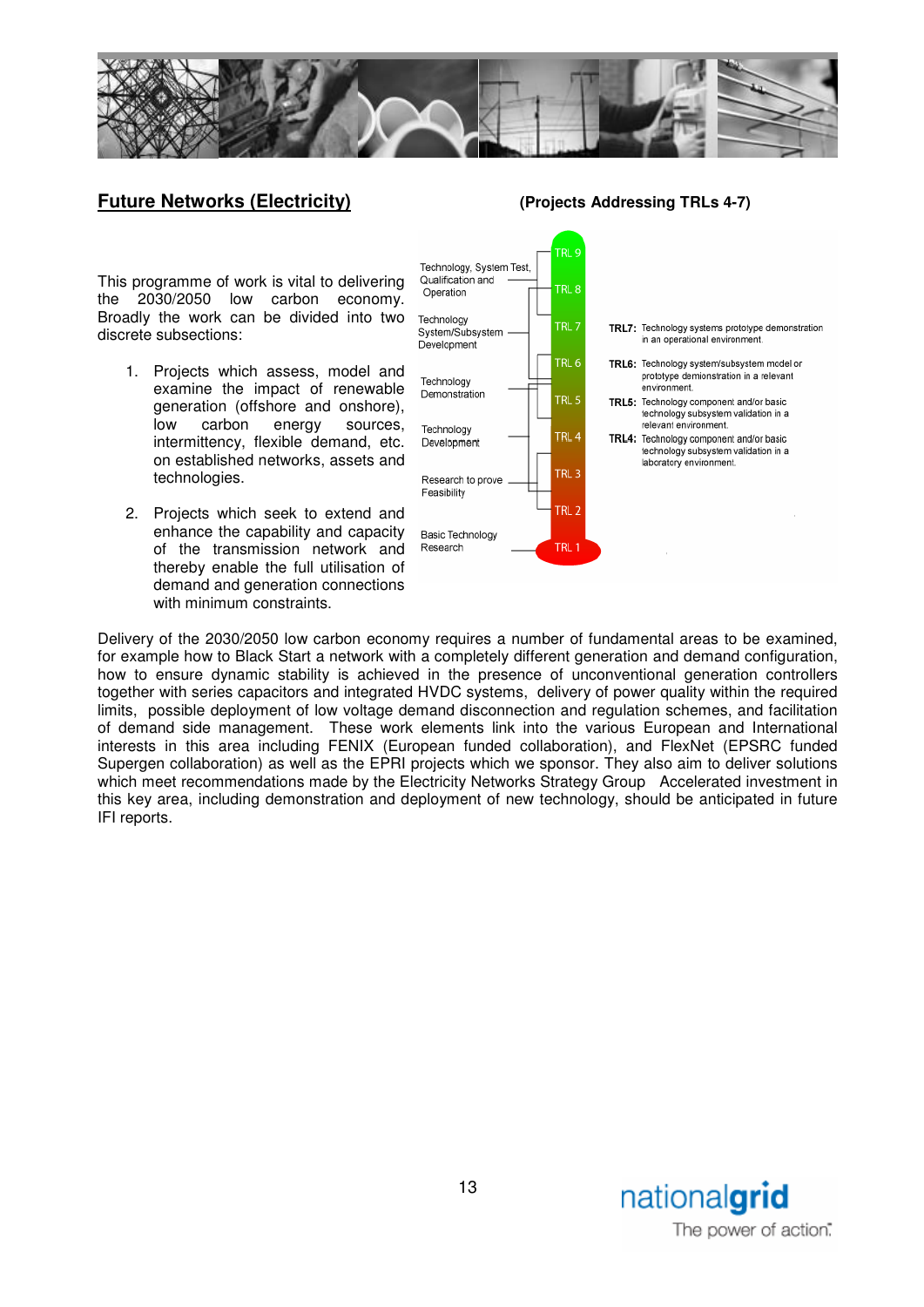## Future Networks (Electricity)

**(Projects Addressing TRLs 4-7)**

This programme of work is vital to delivering the 2030/2050 low carbon economy. Broadly the work can be divided into two discrete subsections:

1. Projects which assess, model and examine the impact of renewable generation (offshore and onshore), low carbon energy sources, intermittency, flexible demand, etc. on established networks, assets and technologies.
2. Projects which seek to extend and enhance the capability and capacity of the transmission network and thereby enable the full utilisation of demand and generation connections with minimum constraints.

Technology, System Test, Qualification and Operation — TRL 9, TRL 8

Technology System/Subsystem Development — TRL 7

Technology Demonstration — TRL 6, TRL 5

Technology Development — TRL 4

Research to prove Feasibility — TRL 3, TRL 2

Basic Technology Research — TRL 1

**TRL7:** Technology systems prototype demonstration in an operational environment.

**TRL6:** Technology system/subsystem model or prototype demonstration in a relevant environment.

**TRL5:** Technology component and/or basic technology subsystem validation in a relevant environment.

**TRL4:** Technology component and/or basic technology subsystem validation in a laboratory environment.

Delivery of the 2030/2050 low carbon economy requires a number of fundamental areas to be examined, for example how to Black Start a network with a completely different generation and demand configuration, how to ensure dynamic stability is achieved in the presence of unconventional generation controllers together with series capacitors and integrated HVDC systems, delivery of power quality within the required limits, possible deployment of low voltage demand disconnection and regulation schemes, and facilitation of demand side management. These work elements link into the various European and International interests in this area including FENIX (European funded collaboration), and FlexNet (EPSRC funded Supergen collaboration) as well as the EPRI projects which we sponsor. They also aim to deliver solutions which meet recommendations made by the Electricity Networks Strategy Group Accelerated investment in this key area, including demonstration and deployment of new technology, should be anticipated in future IFI reports.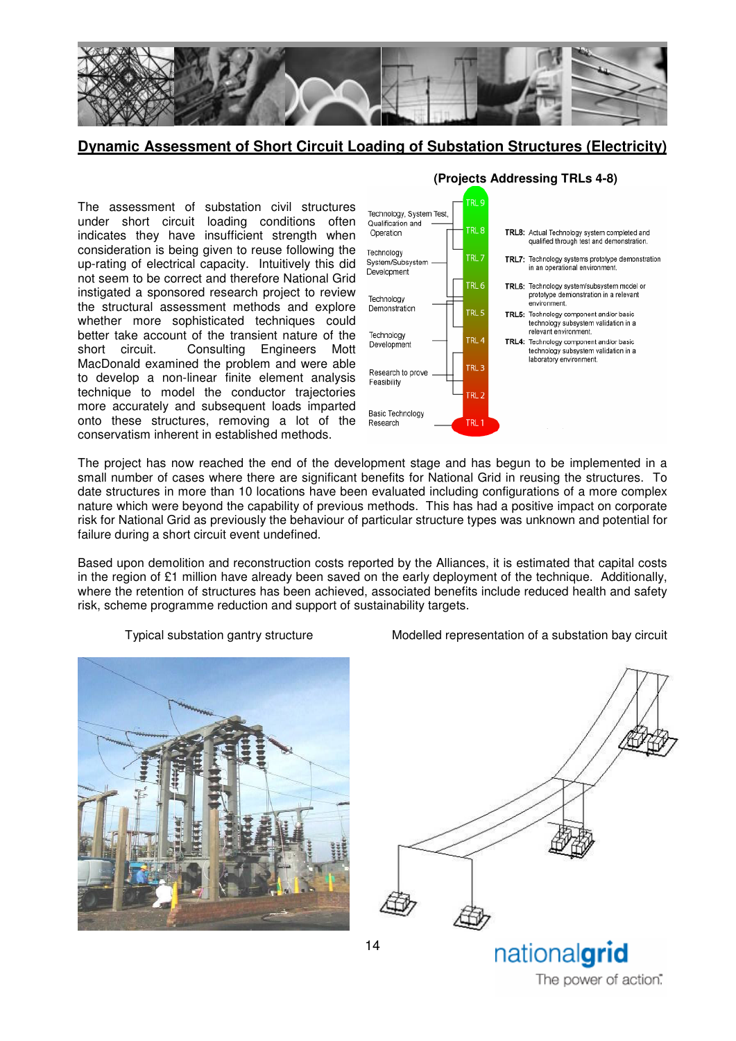## Dynamic Assessment of Short Circuit Loading of Substation Structures (Electricity)

**(Projects Addressing TRLs 4-8)**

The assessment of substation civil structures under short circuit loading conditions often indicates they have insufficient strength when consideration is being given to reuse following the up-rating of electrical capacity. Intuitively this did not seem to be correct and therefore National Grid instigated a sponsored research project to review the structural assessment methods and explore whether more sophisticated techniques could better take account of the transient nature of the short circuit. Consulting Engineers Mott MacDonald examined the problem and were able to develop a non-linear finite element analysis technique to model the conductor trajectories more accurately and subsequent loads imparted onto these structures, removing a lot of the conservatism inherent in established methods.

Technology, System Test, Qualification and Operation — TRL 9, TRL 8
Technology System/Subsystem Development — TRL 7, TRL 6
Technology Demonstration — TRL 6, TRL 5
Technology Development — TRL 4, TRL 3
Research to prove Feasibility — TRL 3, TRL 2
Basic Technology Research — TRL 1

**TRL8:** Actual Technology system completed and qualified through test and demonstration.
**TRL7:** Technology systems prototype demonstration in an operational environment.
**TRL6:** Technology system/subsystem model or prototype demonstration in a relevant environment.
**TRL5:** Technology component and/or basic technology subsystem validation in a relevant environment.
**TRL4:** Technology component and/or basic technology subsystem validation in a laboratory environment.

The project has now reached the end of the development stage and has begun to be implemented in a small number of cases where there are significant benefits for National Grid in reusing the structures. To date structures in more than 10 locations have been evaluated including configurations of a more complex nature which were beyond the capability of previous methods. This has had a positive impact on corporate risk for National Grid as previously the behaviour of particular structure types was unknown and potential for failure during a short circuit event undefined.

Based upon demolition and reconstruction costs reported by the Alliances, it is estimated that capital costs in the region of £1 million have already been saved on the early deployment of the technique. Additionally, where the retention of structures has been achieved, associated benefits include reduced health and safety risk, scheme programme reduction and support of sustainability targets.

Typical substation gantry structure

Modelled representation of a substation bay circuit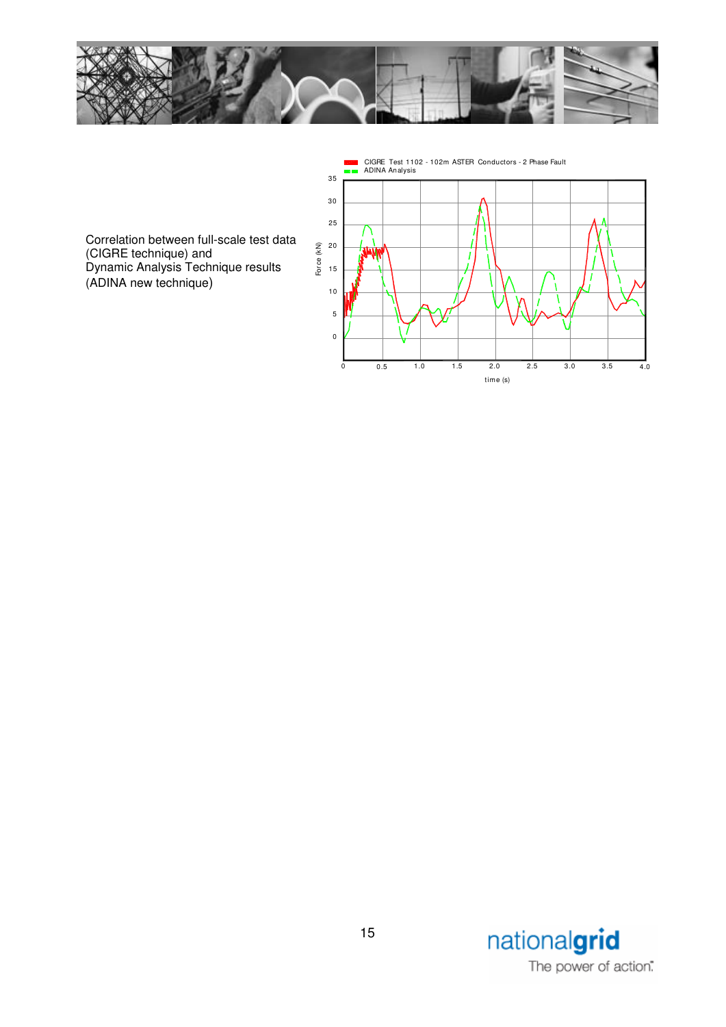Correlation between full-scale test data (CIGRE technique) and
Dynamic Analysis Technique results (ADINA new technique)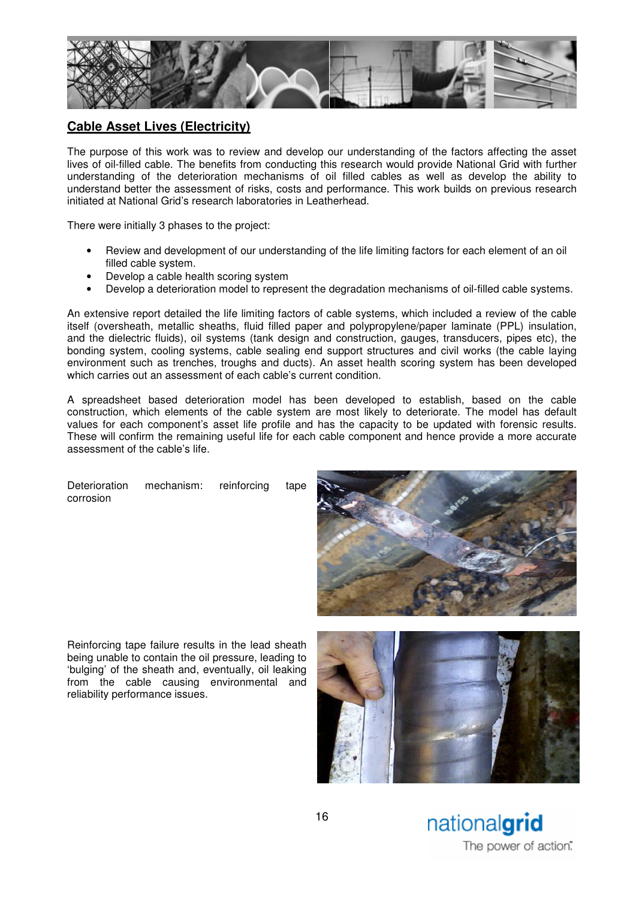## Cable Asset Lives (Electricity)

The purpose of this work was to review and develop our understanding of the factors affecting the asset lives of oil-filled cable. The benefits from conducting this research would provide National Grid with further understanding of the deterioration mechanisms of oil filled cables as well as develop the ability to understand better the assessment of risks, costs and performance. This work builds on previous research initiated at National Grid's research laboratories in Leatherhead.

There were initially 3 phases to the project:

- Review and development of our understanding of the life limiting factors for each element of an oil filled cable system.
- Develop a cable health scoring system
- Develop a deterioration model to represent the degradation mechanisms of oil-filled cable systems.

An extensive report detailed the life limiting factors of cable systems, which included a review of the cable itself (oversheath, metallic sheaths, fluid filled paper and polypropylene/paper laminate (PPL) insulation, and the dielectric fluids), oil systems (tank design and construction, gauges, transducers, pipes etc), the bonding system, cooling systems, cable sealing end support structures and civil works (the cable laying environment such as trenches, troughs and ducts). An asset health scoring system has been developed which carries out an assessment of each cable's current condition.

A spreadsheet based deterioration model has been developed to establish, based on the cable construction, which elements of the cable system are most likely to deteriorate. The model has default values for each component's asset life profile and has the capacity to be updated with forensic results. These will confirm the remaining useful life for each cable component and hence provide a more accurate assessment of the cable's life.

Deterioration mechanism: reinforcing tape corrosion

Reinforcing tape failure results in the lead sheath being unable to contain the oil pressure, leading to 'bulging' of the sheath and, eventually, oil leaking from the cable causing environmental and reliability performance issues.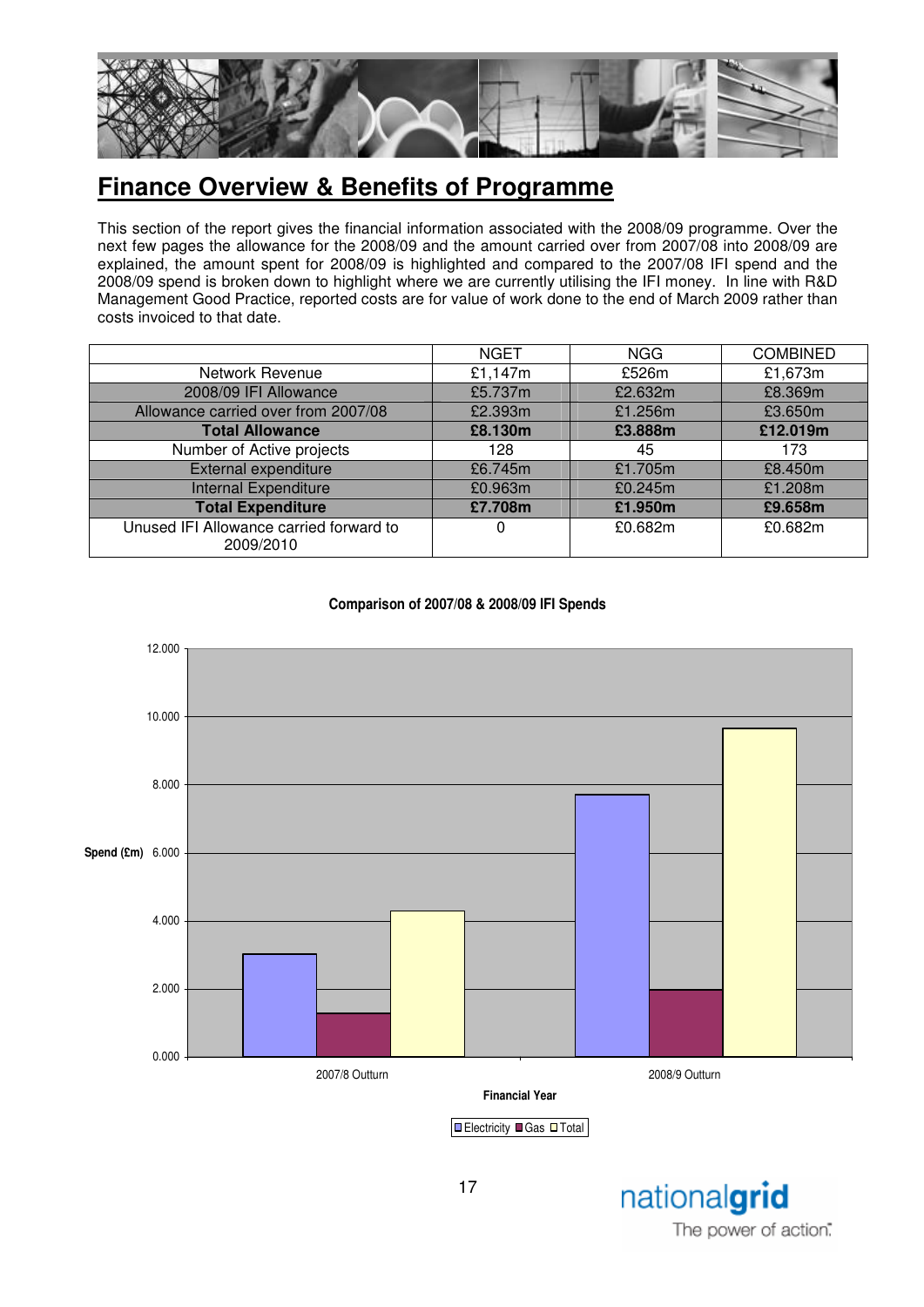# Finance Overview & Benefits of Programme

This section of the report gives the financial information associated with the 2008/09 programme. Over the next few pages the allowance for the 2008/09 and the amount carried over from 2007/08 into 2008/09 are explained, the amount spent for 2008/09 is highlighted and compared to the 2007/08 IFI spend and the 2008/09 spend is broken down to highlight where we are currently utilising the IFI money. In line with R&D Management Good Practice, reported costs are for value of work done to the end of March 2009 rather than costs invoiced to that date.

| | NGET | NGG | COMBINED |
|---|---|---|---|
| Network Revenue | £1,147m | £526m | £1,673m |
| 2008/09 IFI Allowance | £5.737m | £2.632m | £8.369m |
| Allowance carried over from 2007/08 | £2.393m | £1.256m | £3.650m |
| **Total Allowance** | **£8.130m** | **£3.888m** | **£12.019m** |
| Number of Active projects | 128 | 45 | 173 |
| External expenditure | £6.745m | £1.705m | £8.450m |
| Internal Expenditure | £0.963m | £0.245m | £1.208m |
| **Total Expenditure** | **£7.708m** | **£1.950m** | **£9.658m** |
| Unused IFI Allowance carried forward to 2009/2010 | 0 | £0.682m | £0.682m |

**Comparison of 2007/08 & 2008/09 IFI Spends**

| Financial Year | Electricity | Gas | Total |
|---|---|---|---|
| 2007/8 Outturn | ~3.0 | ~1.3 | ~4.3 |
| 2008/9 Outturn | ~7.7 | ~1.95 | ~9.66 |

Spend (£m); Financial Year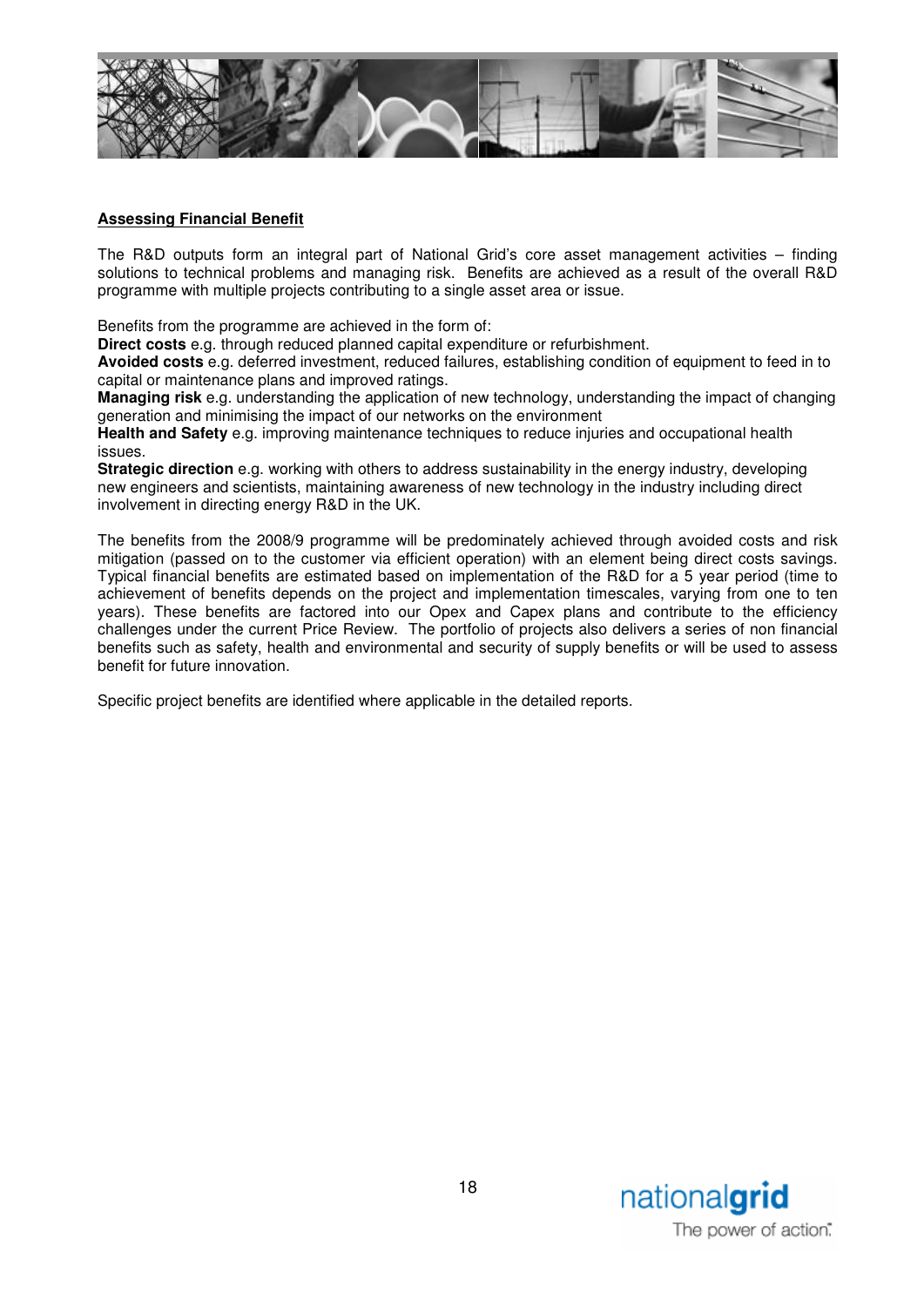## Assessing Financial Benefit

The R&D outputs form an integral part of National Grid's core asset management activities – finding solutions to technical problems and managing risk. Benefits are achieved as a result of the overall R&D programme with multiple projects contributing to a single asset area or issue.

Benefits from the programme are achieved in the form of:
**Direct costs** e.g. through reduced planned capital expenditure or refurbishment.
**Avoided costs** e.g. deferred investment, reduced failures, establishing condition of equipment to feed in to capital or maintenance plans and improved ratings.
**Managing risk** e.g. understanding the application of new technology, understanding the impact of changing generation and minimising the impact of our networks on the environment
**Health and Safety** e.g. improving maintenance techniques to reduce injuries and occupational health issues.
**Strategic direction** e.g. working with others to address sustainability in the energy industry, developing new engineers and scientists, maintaining awareness of new technology in the industry including direct involvement in directing energy R&D in the UK.

The benefits from the 2008/9 programme will be predominately achieved through avoided costs and risk mitigation (passed on to the customer via efficient operation) with an element being direct costs savings. Typical financial benefits are estimated based on implementation of the R&D for a 5 year period (time to achievement of benefits depends on the project and implementation timescales, varying from one to ten years). These benefits are factored into our Opex and Capex plans and contribute to the efficiency challenges under the current Price Review. The portfolio of projects also delivers a series of non financial benefits such as safety, health and environmental and security of supply benefits or will be used to assess benefit for future innovation.

Specific project benefits are identified where applicable in the detailed reports.